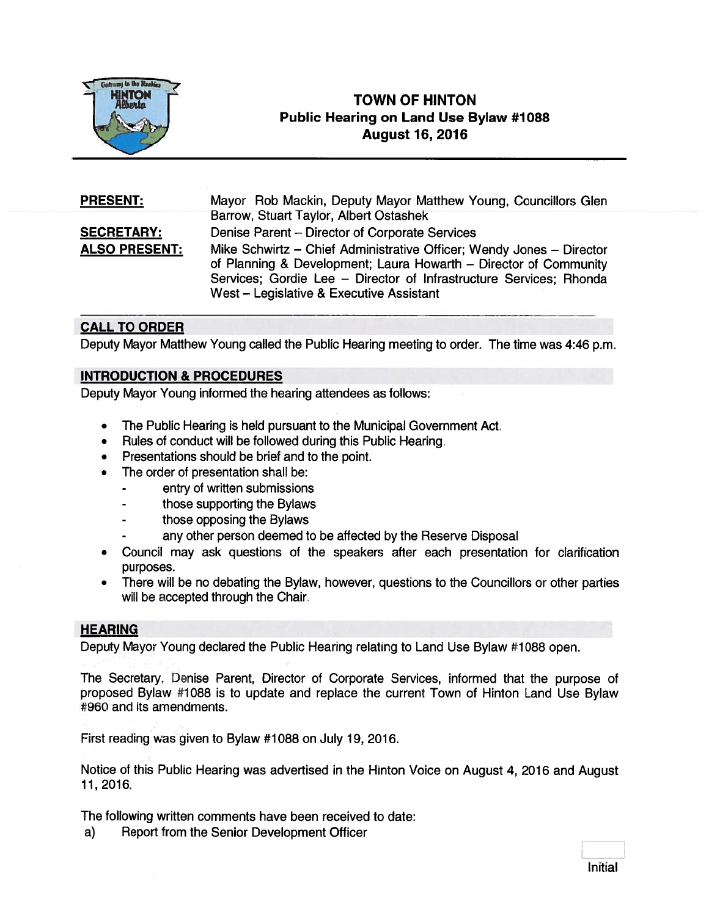# TOWN OF HINTON
## Public Hearing on Land Use Bylaw #1088
## August 16, 2016

**PRESENT:** Mayor Rob Mackin, Deputy Mayor Matthew Young, Councillors Glen Barrow, Stuart Taylor, Albert Ostashek

**SECRETARY:** Denise Parent – Director of Corporate Services

**ALSO PRESENT:** Mike Schwirtz – Chief Administrative Officer; Wendy Jones – Director of Planning & Development; Laura Howarth – Director of Community Services; Gordie Lee – Director of Infrastructure Services; Rhonda West – Legislative & Executive Assistant

### CALL TO ORDER

Deputy Mayor Matthew Young called the Public Hearing meeting to order. The time was 4:46 p.m.

### INTRODUCTION & PROCEDURES

Deputy Mayor Young informed the hearing attendees as follows:

- The Public Hearing is held pursuant to the Municipal Government Act.
- Rules of conduct will be followed during this Public Hearing.
- Presentations should be brief and to the point.
- The order of presentation shall be:
  - entry of written submissions
  - those supporting the Bylaws
  - those opposing the Bylaws
  - any other person deemed to be affected by the Reserve Disposal
- Council may ask questions of the speakers after each presentation for clarification purposes.
- There will be no debating the Bylaw, however, questions to the Councillors or other parties will be accepted through the Chair.

### HEARING

Deputy Mayor Young declared the Public Hearing relating to Land Use Bylaw #1088 open.

The Secretary, Denise Parent, Director of Corporate Services, informed that the purpose of proposed Bylaw #1088 is to update and replace the current Town of Hinton Land Use Bylaw #960 and its amendments.

First reading was given to Bylaw #1088 on July 19, 2016.

Notice of this Public Hearing was advertised in the Hinton Voice on August 4, 2016 and August 11, 2016.

The following written comments have been received to date:

a) Report from the Senior Development Officer

Initial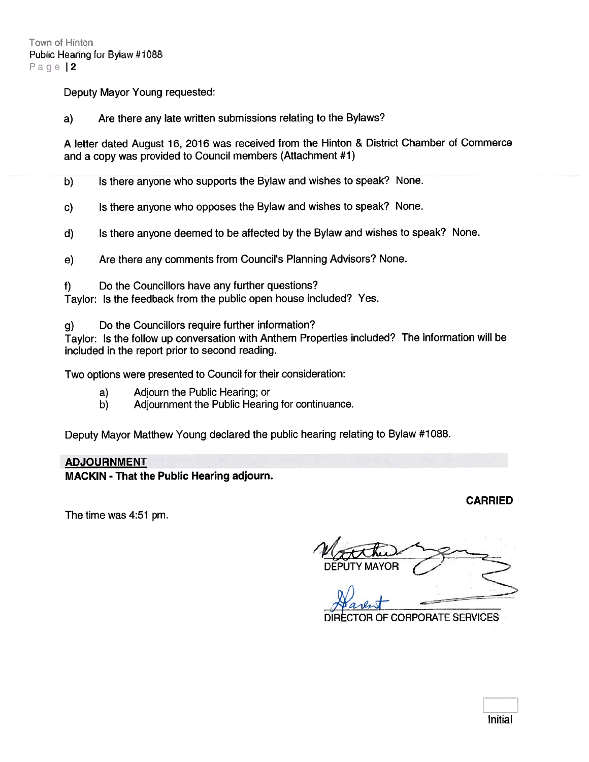Deputy Mayor Young requested:

a) Are there any late written submissions relating to the Bylaws?

A letter dated August 16, 2016 was received from the Hinton & District Chamber of Commerce and a copy was provided to Council members (Attachment #1)

b) Is there anyone who supports the Bylaw and wishes to speak? None.

c) Is there anyone who opposes the Bylaw and wishes to speak? None.

d) Is there anyone deemed to be affected by the Bylaw and wishes to speak? None.

e) Are there any comments from Council's Planning Advisors? None.

f) Do the Councillors have any further questions?
Taylor: Is the feedback from the public open house included? Yes.

g) Do the Councillors require further information?
Taylor: Is the follow up conversation with Anthem Properties included? The information will be included in the report prior to second reading.

Two options were presented to Council for their consideration:

a) Adjourn the Public Hearing; or
b) Adjournment the Public Hearing for continuance.

Deputy Mayor Matthew Young declared the public hearing relating to Bylaw #1088.

## ADJOURNMENT

**MACKIN - That the Public Hearing adjourn.**

**CARRIED**

The time was 4:51 pm.

DEPUTY MAYOR

DIRECTOR OF CORPORATE SERVICES

Initial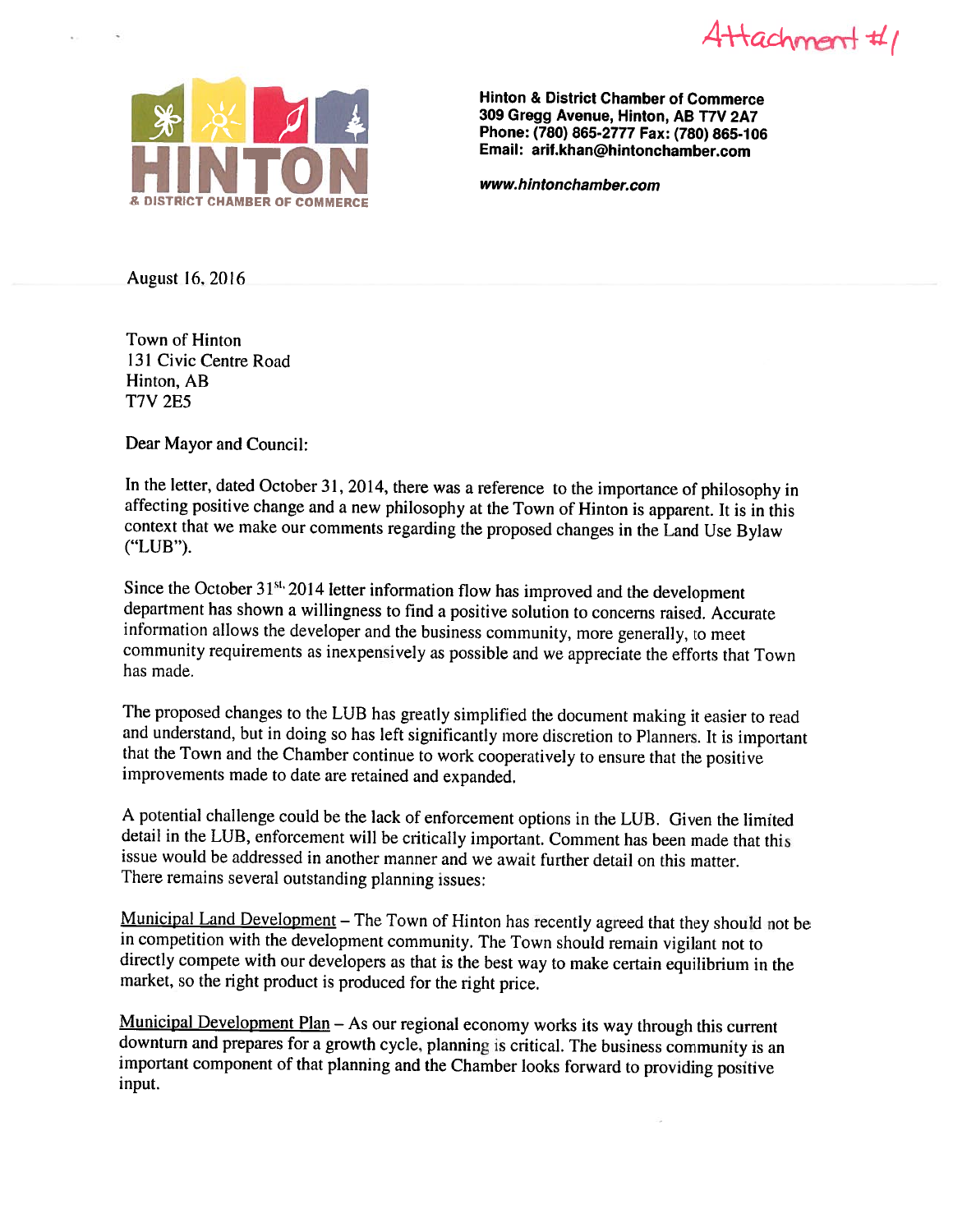Attachment #1

**Hinton & District Chamber of Commerce**
**309 Gregg Avenue, Hinton, AB T7V 2A7**
**Phone: (780) 865-2777 Fax: (780) 865-106**
**Email: arif.khan@hintonchamber.com**

***www.hintonchamber.com***

August 16, 2016

Town of Hinton
131 Civic Centre Road
Hinton, AB
T7V 2E5

Dear Mayor and Council:

In the letter, dated October 31, 2014, there was a reference to the importance of philosophy in affecting positive change and a new philosophy at the Town of Hinton is apparent. It is in this context that we make our comments regarding the proposed changes in the Land Use Bylaw ("LUB").

Since the October 31st, 2014 letter information flow has improved and the development department has shown a willingness to find a positive solution to concerns raised. Accurate information allows the developer and the business community, more generally, to meet community requirements as inexpensively as possible and we appreciate the efforts that Town has made.

The proposed changes to the LUB has greatly simplified the document making it easier to read and understand, but in doing so has left significantly more discretion to Planners. It is important that the Town and the Chamber continue to work cooperatively to ensure that the positive improvements made to date are retained and expanded.

A potential challenge could be the lack of enforcement options in the LUB. Given the limited detail in the LUB, enforcement will be critically important. Comment has been made that this issue would be addressed in another manner and we await further detail on this matter.
There remains several outstanding planning issues:

Municipal Land Development – The Town of Hinton has recently agreed that they should not be in competition with the development community. The Town should remain vigilant not to directly compete with our developers as that is the best way to make certain equilibrium in the market, so the right product is produced for the right price.

Municipal Development Plan – As our regional economy works its way through this current downturn and prepares for a growth cycle, planning is critical. The business community is an important component of that planning and the Chamber looks forward to providing positive input.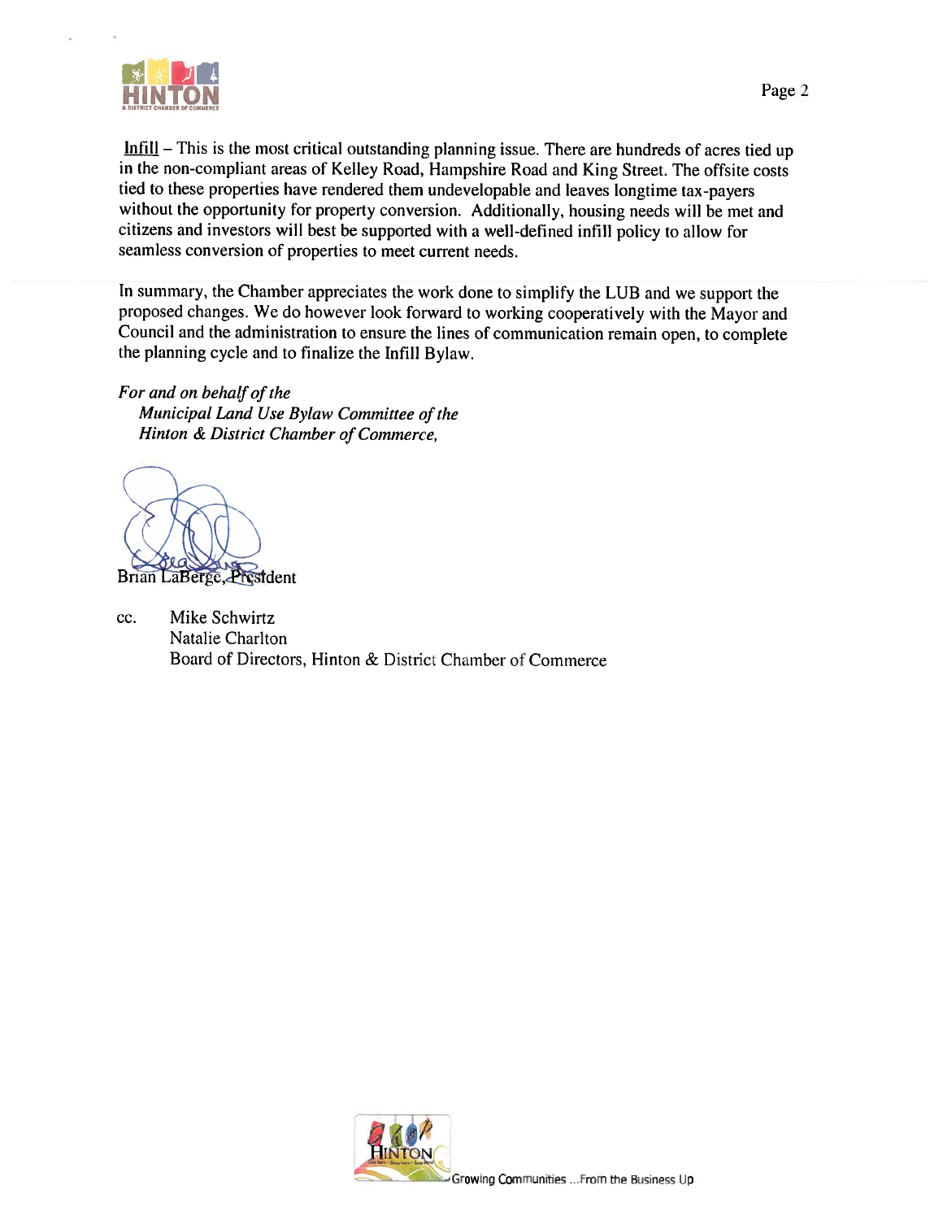Infill – This is the most critical outstanding planning issue. There are hundreds of acres tied up in the non-compliant areas of Kelley Road, Hampshire Road and King Street. The offsite costs tied to these properties have rendered them undevelopable and leaves longtime tax-payers without the opportunity for property conversion. Additionally, housing needs will be met and citizens and investors will best be supported with a well-defined infill policy to allow for seamless conversion of properties to meet current needs.

In summary, the Chamber appreciates the work done to simplify the LUB and we support the proposed changes. We do however look forward to working cooperatively with the Mayor and Council and the administration to ensure the lines of communication remain open, to complete the planning cycle and to finalize the Infill Bylaw.

*For and on behalf of the*
*Municipal Land Use Bylaw Committee of the*
*Hinton & District Chamber of Commerce,*

Brian LaBerge, President

cc. Mike Schwirtz
Natalie Charlton
Board of Directors, Hinton & District Chamber of Commerce